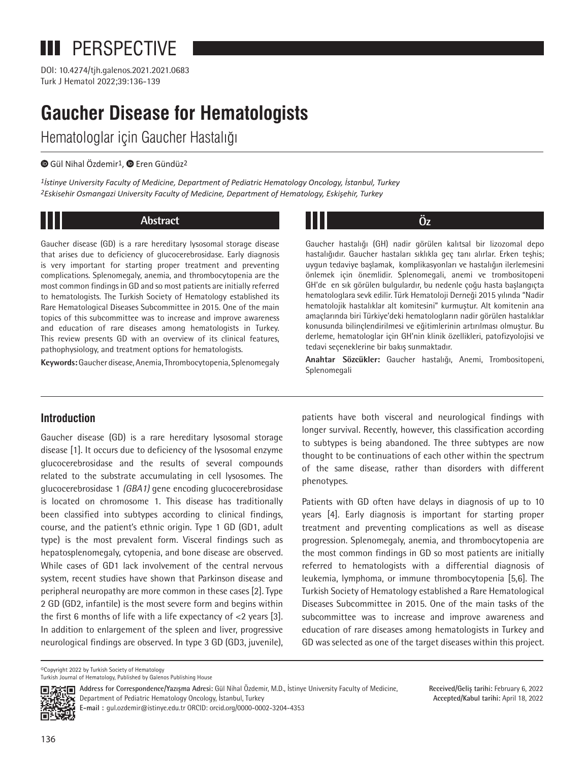PERSPECTIVE

DOI: 10.4274/tjh.galenos.2021.2021.0683

# Gaucher Disease for Hematologists

Hematologlar için Gaucher Hastalığı

Gül Nihal Özdemir[1], Eren Gündüz[2]

[1]*İstinye University Faculty of Medicine, Department of Pediatric Hematology Oncology, İstanbul, Turkey*
[2]*Eskisehir Osmangazi University Faculty of Medicine, Department of Hematology, Eskişehir, Turkey*

## Abstract

Gaucher disease (GD) is a rare hereditary lysosomal storage disease that arises due to deficiency of glucocerebrosidase. Early diagnosis is very important for starting proper treatment and preventing complications. Splenomegaly, anemia, and thrombocytopenia are the most common findings in GD and so most patients are initially referred to hematologists. The Turkish Society of Hematology established its Rare Hematological Diseases Subcommittee in 2015. One of the main topics of this subcommittee was to increase and improve awareness and education of rare diseases among hematologists in Turkey. This review presents GD with an overview of its clinical features, pathophysiology, and treatment options for hematologists.

**Keywords:** Gaucher disease, Anemia, Thrombocytopenia, Splenomegaly

## Öz

Gaucher hastalığı (GH) nadir görülen kalıtsal bir lizozomal depo hastalığıdır. Gaucher hastaları sıklıkla geç tanı alırlar. Erken teşhis; uygun tedaviye başlamak, komplikasyonları ve hastalığın ilerlemesini önlemek için önemlidir. Splenomegali, anemi ve trombositopeni GH'de en sık görülen bulgulardır, bu nedenle çoğu hasta başlangıçta hematologlara sevk edilir. Türk Hematoloji Derneği 2015 yılında "Nadir hematolojik hastalıklar alt komitesini" kurmuştur. Alt komitenin ana amaçlarında biri Türkiye'deki hematologların nadir görülen hastalıklar konusunda bilinçlendirilmesi ve eğitimlerinin artırılması olmuştur. Bu derleme, hematologlar için GH'nin klinik özellikleri, patofizyolojisi ve tedavi seçeneklerine bir bakış sunmaktadır.

**Anahtar Sözcükler:** Gaucher hastalığı, Anemi, Trombositopeni, Splenomegali

## Introduction

Gaucher disease (GD) is a rare hereditary lysosomal storage disease [1]. It occurs due to deficiency of the lysosomal enzyme glucocerebrosidase and the results of several compounds related to the substrate accumulating in cell lysosomes. The glucocerebrosidase 1 *(GBA1)* gene encoding glucocerebrosidase is located on chromosome 1. This disease has traditionally been classified into subtypes according to clinical findings, course, and the patient's ethnic origin. Type 1 GD (GD1, adult type) is the most prevalent form. Visceral findings such as hepatosplenomegaly, cytopenia, and bone disease are observed. While cases of GD1 lack involvement of the central nervous system, recent studies have shown that Parkinson disease and peripheral neuropathy are more common in these cases [2]. Type 2 GD (GD2, infantile) is the most severe form and begins within the first 6 months of life with a life expectancy of <2 years [3]. In addition to enlargement of the spleen and liver, progressive neurological findings are observed. In type 3 GD (GD3, juvenile), patients have both visceral and neurological findings with longer survival. Recently, however, this classification according to subtypes is being abandoned. The three subtypes are now thought to be continuations of each other within the spectrum of the same disease, rather than disorders with different phenotypes.

Patients with GD often have delays in diagnosis of up to 10 years [4]. Early diagnosis is important for starting proper treatment and preventing complications as well as disease progression. Splenomegaly, anemia, and thrombocytopenia are the most common findings in GD so most patients are initially referred to hematologists with a differential diagnosis of leukemia, lymphoma, or immune thrombocytopenia [5,6]. The Turkish Society of Hematology established a Rare Hematological Diseases Subcommittee in 2015. One of the main tasks of the subcommittee was to increase and improve awareness and education of rare diseases among hematologists in Turkey and GD was selected as one of the target diseases within this project.

©Copyright 2022 by Turkish Society of Hematology
Turkish Journal of Hematology, Published by Galenos Publishing House

**Address for Correspondence/Yazışma Adresi:** Gül Nihal Özdemir, M.D., İstinye University Faculty of Medicine, Department of Pediatric Hematology Oncology, İstanbul, Turkey
**E-mail :** gul.ozdemir@istinye.edu.tr ORCID: orcid.org/0000-0002-3204-4353

**Received/Geliş tarihi:** February 6, 2022
**Accepted/Kabul tarihi:** April 18, 2022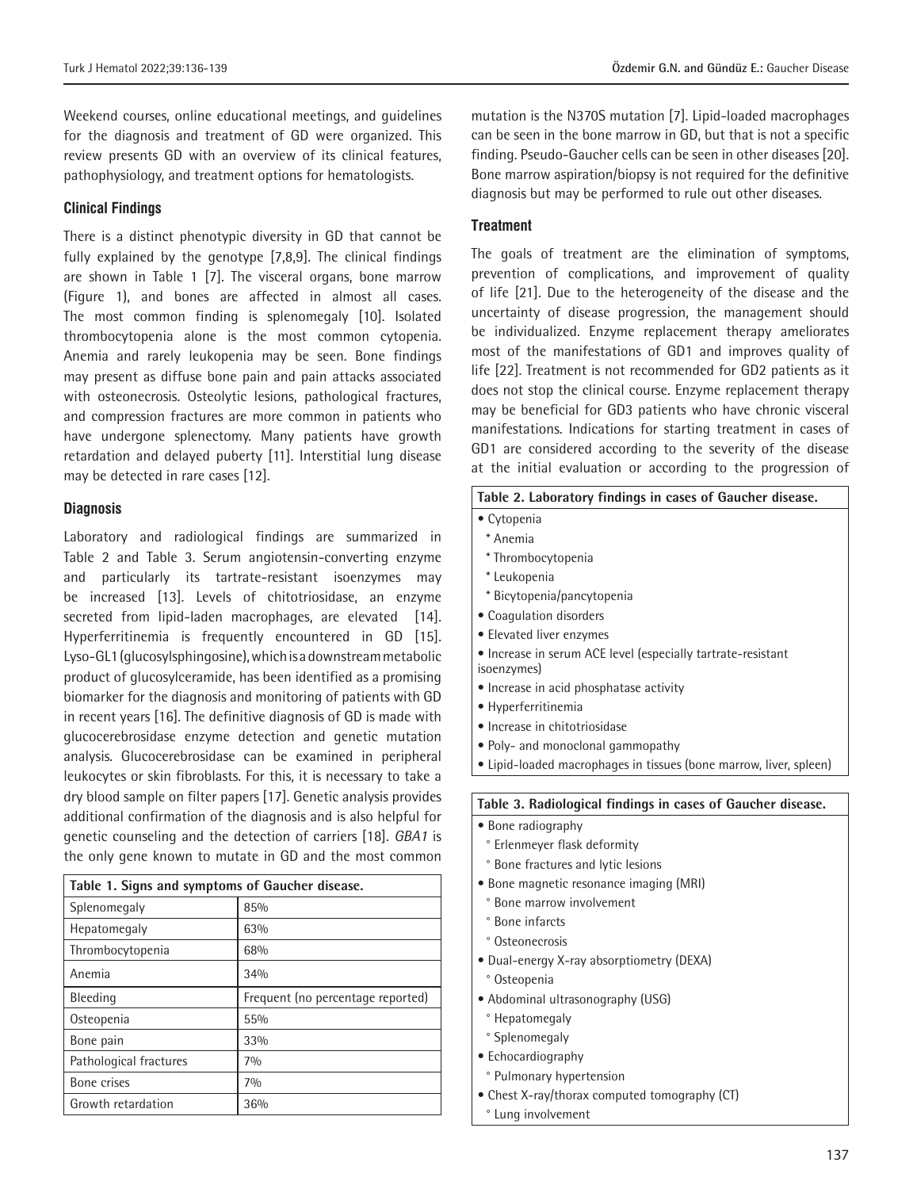Weekend courses, online educational meetings, and guidelines for the diagnosis and treatment of GD were organized. This review presents GD with an overview of its clinical features, pathophysiology, and treatment options for hematologists.

### Clinical Findings

There is a distinct phenotypic diversity in GD that cannot be fully explained by the genotype [7,8,9]. The clinical findings are shown in Table 1 [7]. The visceral organs, bone marrow (Figure 1), and bones are affected in almost all cases. The most common finding is splenomegaly [10]. Isolated thrombocytopenia alone is the most common cytopenia. Anemia and rarely leukopenia may be seen. Bone findings may present as diffuse bone pain and pain attacks associated with osteonecrosis. Osteolytic lesions, pathological fractures, and compression fractures are more common in patients who have undergone splenectomy. Many patients have growth retardation and delayed puberty [11]. Interstitial lung disease may be detected in rare cases [12].

### Diagnosis

Laboratory and radiological findings are summarized in Table 2 and Table 3. Serum angiotensin-converting enzyme and particularly its tartrate-resistant isoenzymes may be increased [13]. Levels of chitotriosidase, an enzyme secreted from lipid-laden macrophages, are elevated [14]. Hyperferritinemia is frequently encountered in GD [15]. Lyso-GL1 (glucosylsphingosine), which is a downstream metabolic product of glucosylceramide, has been identified as a promising biomarker for the diagnosis and monitoring of patients with GD in recent years [16]. The definitive diagnosis of GD is made with glucocerebrosidase enzyme detection and genetic mutation analysis. Glucocerebrosidase can be examined in peripheral leukocytes or skin fibroblasts. For this, it is necessary to take a dry blood sample on filter papers [17]. Genetic analysis provides additional confirmation of the diagnosis and is also helpful for genetic counseling and the detection of carriers [18]. *GBA1* is the only gene known to mutate in GD and the most common mutation is the N370S mutation [7]. Lipid-loaded macrophages can be seen in the bone marrow in GD, but that is not a specific finding. Pseudo-Gaucher cells can be seen in other diseases [20]. Bone marrow aspiration/biopsy is not required for the definitive diagnosis but may be performed to rule out other diseases.

**Table 1. Signs and symptoms of Gaucher disease.**

| Sign/symptom | Frequency |
|---|---|
| Splenomegaly | 85% |
| Hepatomegaly | 63% |
| Thrombocytopenia | 68% |
| Anemia | 34% |
| Bleeding | Frequent (no percentage reported) |
| Osteopenia | 55% |
| Bone pain | 33% |
| Pathological fractures | 7% |
| Bone crises | 7% |
| Growth retardation | 36% |

### Treatment

The goals of treatment are the elimination of symptoms, prevention of complications, and improvement of quality of life [21]. Due to the heterogeneity of the disease and the uncertainty of disease progression, the management should be individualized. Enzyme replacement therapy ameliorates most of the manifestations of GD1 and improves quality of life [22]. Treatment is not recommended for GD2 patients as it does not stop the clinical course. Enzyme replacement therapy may be beneficial for GD3 patients who have chronic visceral manifestations. Indications for starting treatment in cases of GD1 are considered according to the severity of the disease at the initial evaluation or according to the progression of

**Table 2. Laboratory findings in cases of Gaucher disease.**

- Cytopenia
  - Anemia
  - Thrombocytopenia
  - Leukopenia
  - Bicytopenia/pancytopenia
- Coagulation disorders
- Elevated liver enzymes
- Increase in serum ACE level (especially tartrate-resistant isoenzymes)
- Increase in acid phosphatase activity
- Hyperferritinemia
- Increase in chitotriosidase
- Poly- and monoclonal gammopathy
- Lipid-loaded macrophages in tissues (bone marrow, liver, spleen)

**Table 3. Radiological findings in cases of Gaucher disease.**

- Bone radiography
  - Erlenmeyer flask deformity
  - Bone fractures and lytic lesions
- Bone magnetic resonance imaging (MRI)
  - Bone marrow involvement
  - Bone infarcts
  - Osteonecrosis
- Dual-energy X-ray absorptiometry (DEXA)
  - Osteopenia
- Abdominal ultrasonography (USG)
  - Hepatomegaly
  - Splenomegaly
- Echocardiography
  - Pulmonary hypertension
- Chest X-ray/thorax computed tomography (CT)
  - Lung involvement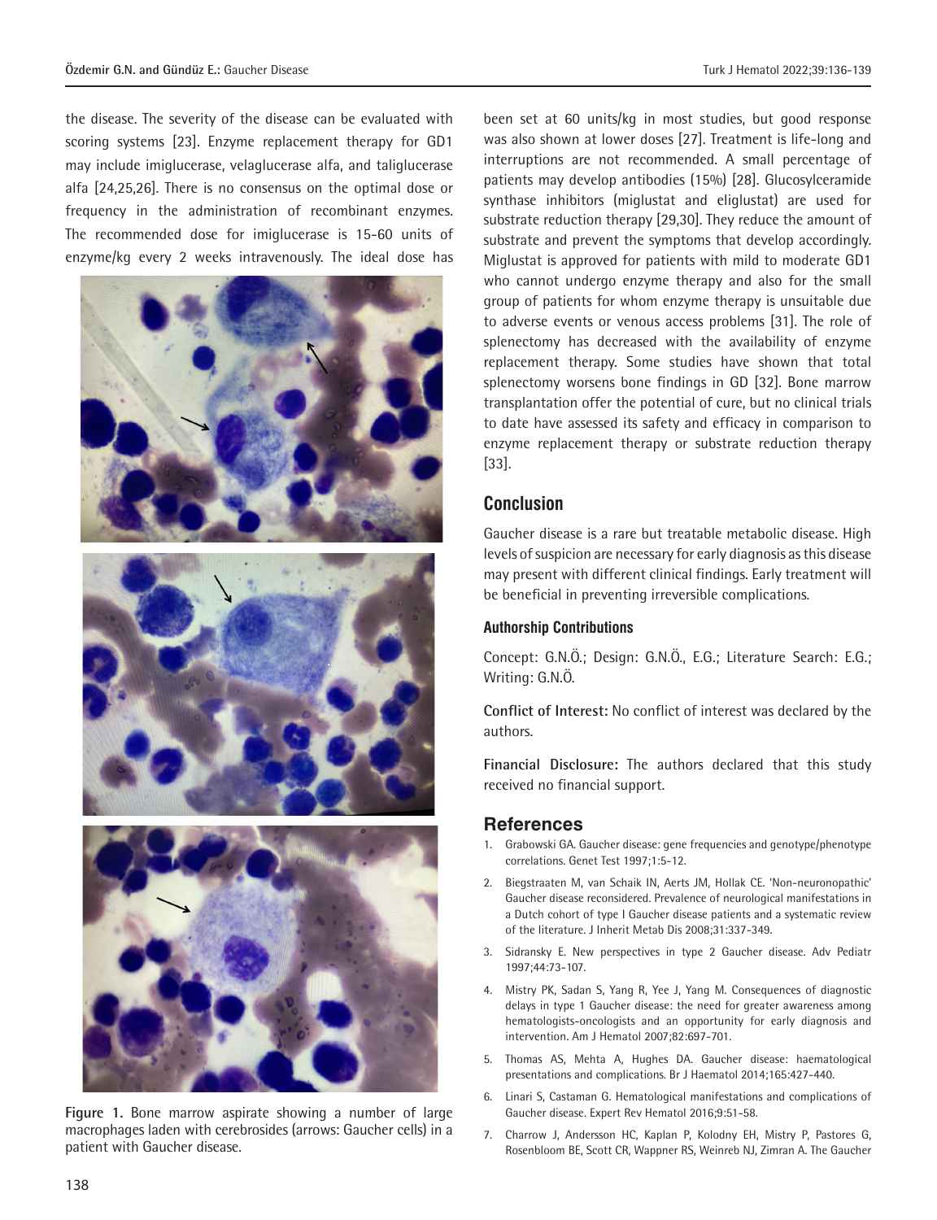the disease. The severity of the disease can be evaluated with scoring systems [23]. Enzyme replacement therapy for GD1 may include imiglucerase, velaglucerase alfa, and taliglucerase alfa [24,25,26]. There is no consensus on the optimal dose or frequency in the administration of recombinant enzymes. The recommended dose for imiglucerase is 15-60 units of enzyme/kg every 2 weeks intravenously. The ideal dose has been set at 60 units/kg in most studies, but good response was also shown at lower doses [27]. Treatment is life-long and interruptions are not recommended. A small percentage of patients may develop antibodies (15%) [28]. Glucosylceramide synthase inhibitors (miglustat and eliglustat) are used for substrate reduction therapy [29,30]. They reduce the amount of substrate and prevent the symptoms that develop accordingly. Miglustat is approved for patients with mild to moderate GD1 who cannot undergo enzyme therapy and also for the small group of patients for whom enzyme therapy is unsuitable due to adverse events or venous access problems [31]. The role of splenectomy has decreased with the availability of enzyme replacement therapy. Some studies have shown that total splenectomy worsens bone findings in GD [32]. Bone marrow transplantation offer the potential of cure, but no clinical trials to date have assessed its safety and efficacy in comparison to enzyme replacement therapy or substrate reduction therapy [33].

**Figure 1.** Bone marrow aspirate showing a number of large macrophages laden with cerebrosides (arrows: Gaucher cells) in a patient with Gaucher disease.

## Conclusion

Gaucher disease is a rare but treatable metabolic disease. High levels of suspicion are necessary for early diagnosis as this disease may present with different clinical findings. Early treatment will be beneficial in preventing irreversible complications.

### Authorship Contributions

Concept: G.N.Ö.; Design: G.N.Ö., E.G.; Literature Search: E.G.; Writing: G.N.Ö.

**Conflict of Interest:** No conflict of interest was declared by the authors.

**Financial Disclosure:** The authors declared that this study received no financial support.

## References

1. Grabowski GA. Gaucher disease: gene frequencies and genotype/phenotype correlations. Genet Test 1997;1:5-12.
2. Biegstraaten M, van Schaik IN, Aerts JM, Hollak CE. 'Non-neuronopathic' Gaucher disease reconsidered. Prevalence of neurological manifestations in a Dutch cohort of type I Gaucher disease patients and a systematic review of the literature. J Inherit Metab Dis 2008;31:337-349.
3. Sidransky E. New perspectives in type 2 Gaucher disease. Adv Pediatr 1997;44:73-107.
4. Mistry PK, Sadan S, Yang R, Yee J, Yang M. Consequences of diagnostic delays in type 1 Gaucher disease: the need for greater awareness among hematologists-oncologists and an opportunity for early diagnosis and intervention. Am J Hematol 2007;82:697-701.
5. Thomas AS, Mehta A, Hughes DA. Gaucher disease: haematological presentations and complications. Br J Haematol 2014;165:427-440.
6. Linari S, Castaman G. Hematological manifestations and complications of Gaucher disease. Expert Rev Hematol 2016;9:51-58.
7. Charrow J, Andersson HC, Kaplan P, Kolodny EH, Mistry P, Pastores G, Rosenbloom BE, Scott CR, Wappner RS, Weinreb NJ, Zimran A. The Gaucher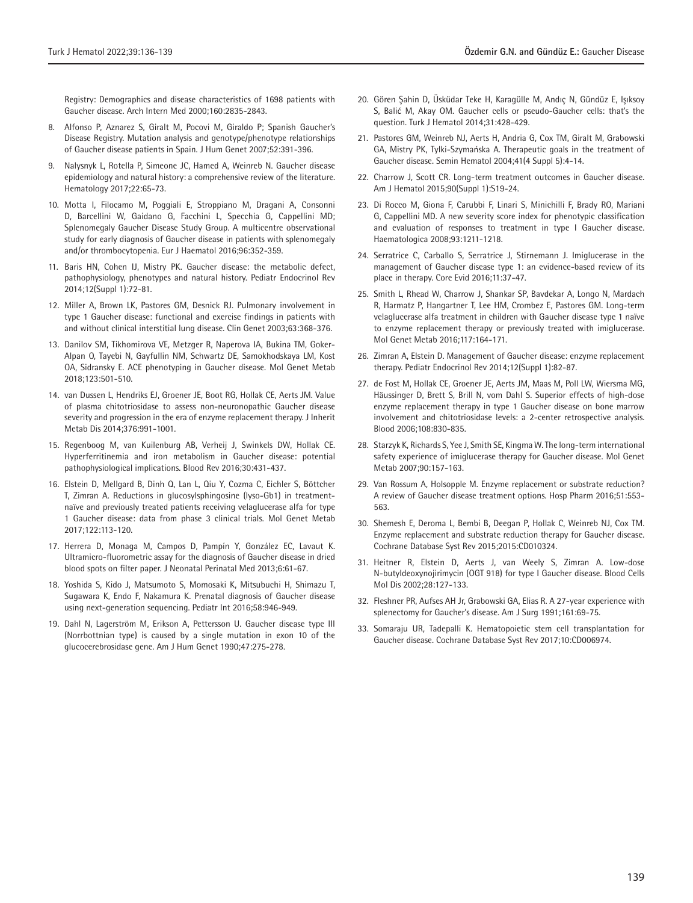Registry: Demographics and disease characteristics of 1698 patients with Gaucher disease. Arch Intern Med 2000;160:2835-2843.

8. Alfonso P, Aznarez S, Giralt M, Pocovi M, Giraldo P; Spanish Gaucher's Disease Registry. Mutation analysis and genotype/phenotype relationships of Gaucher disease patients in Spain. J Hum Genet 2007;52:391-396.
9. Nalysnyk L, Rotella P, Simeone JC, Hamed A, Weinreb N. Gaucher disease epidemiology and natural history: a comprehensive review of the literature. Hematology 2017;22:65-73.
10. Motta I, Filocamo M, Poggiali E, Stroppiano M, Dragani A, Consonni D, Barcellini W, Gaidano G, Facchini L, Specchia G, Cappellini MD; Splenomegaly Gaucher Disease Study Group. A multicentre observational study for early diagnosis of Gaucher disease in patients with splenomegaly and/or thrombocytopenia. Eur J Haematol 2016;96:352-359.
11. Baris HN, Cohen IJ, Mistry PK. Gaucher disease: the metabolic defect, pathophysiology, phenotypes and natural history. Pediatr Endocrinol Rev 2014;12(Suppl 1):72-81.
12. Miller A, Brown LK, Pastores GM, Desnick RJ. Pulmonary involvement in type 1 Gaucher disease: functional and exercise findings in patients with and without clinical interstitial lung disease. Clin Genet 2003;63:368-376.
13. Danilov SM, Tikhomirova VE, Metzger R, Naperova IA, Bukina TM, Goker-Alpan O, Tayebi N, Gayfullin NM, Schwartz DE, Samokhodskaya LM, Kost OA, Sidransky E. ACE phenotyping in Gaucher disease. Mol Genet Metab 2018;123:501-510.
14. van Dussen L, Hendriks EJ, Groener JE, Boot RG, Hollak CE, Aerts JM. Value of plasma chitotriosidase to assess non-neuronopathic Gaucher disease severity and progression in the era of enzyme replacement therapy. J Inherit Metab Dis 2014;376:991-1001.
15. Regenboog M, van Kuilenburg AB, Verheij J, Swinkels DW, Hollak CE. Hyperferritinemia and iron metabolism in Gaucher disease: potential pathophysiological implications. Blood Rev 2016;30:431-437.
16. Elstein D, Mellgard B, Dinh Q, Lan L, Qiu Y, Cozma C, Eichler S, Böttcher T, Zimran A. Reductions in glucosylsphingosine (lyso-Gb1) in treatment-naïve and previously treated patients receiving velaglucerase alfa for type 1 Gaucher disease: data from phase 3 clinical trials. Mol Genet Metab 2017;122:113-120.
17. Herrera D, Monaga M, Campos D, Pampín Y, González EC, Lavaut K. Ultramicro-fluorometric assay for the diagnosis of Gaucher disease in dried blood spots on filter paper. J Neonatal Perinatal Med 2013;6:61-67.
18. Yoshida S, Kido J, Matsumoto S, Momosaki K, Mitsubuchi H, Shimazu T, Sugawara K, Endo F, Nakamura K. Prenatal diagnosis of Gaucher disease using next-generation sequencing. Pediatr Int 2016;58:946-949.
19. Dahl N, Lagerström M, Erikson A, Pettersson U. Gaucher disease type III (Norrbottnian type) is caused by a single mutation in exon 10 of the glucocerebrosidase gene. Am J Hum Genet 1990;47:275-278.
20. Gören Şahin D, Üsküdar Teke H, Karagülle M, Andıç N, Gündüz E, Işıksoy S, Balić M, Akay OM. Gaucher cells or pseudo-Gaucher cells: that's the question. Turk J Hematol 2014;31:428-429.
21. Pastores GM, Weinreb NJ, Aerts H, Andria G, Cox TM, Giralt M, Grabowski GA, Mistry PK, Tylki-Szymańska A. Therapeutic goals in the treatment of Gaucher disease. Semin Hematol 2004;41(4 Suppl 5):4-14.
22. Charrow J, Scott CR. Long-term treatment outcomes in Gaucher disease. Am J Hematol 2015;90(Suppl 1):S19-24.
23. Di Rocco M, Giona F, Carubbi F, Linari S, Minichilli F, Brady RO, Mariani G, Cappellini MD. A new severity score index for phenotypic classification and evaluation of responses to treatment in type I Gaucher disease. Haematologica 2008;93:1211-1218.
24. Serratrice C, Carballo S, Serratrice J, Stirnemann J. Imiglucerase in the management of Gaucher disease type 1: an evidence-based review of its place in therapy. Core Evid 2016;11:37-47.
25. Smith L, Rhead W, Charrow J, Shankar SP, Bavdekar A, Longo N, Mardach R, Harmatz P, Hangartner T, Lee HM, Crombez E, Pastores GM. Long-term velaglucerase alfa treatment in children with Gaucher disease type 1 naïve to enzyme replacement therapy or previously treated with imiglucerase. Mol Genet Metab 2016;117:164-171.
26. Zimran A, Elstein D. Management of Gaucher disease: enzyme replacement therapy. Pediatr Endocrinol Rev 2014;12(Suppl 1):82-87.
27. de Fost M, Hollak CE, Groener JE, Aerts JM, Maas M, Poll LW, Wiersma MG, Häussinger D, Brett S, Brill N, vom Dahl S. Superior effects of high-dose enzyme replacement therapy in type 1 Gaucher disease on bone marrow involvement and chitotriosidase levels: a 2-center retrospective analysis. Blood 2006;108:830-835.
28. Starzyk K, Richards S, Yee J, Smith SE, Kingma W. The long-term international safety experience of imiglucerase therapy for Gaucher disease. Mol Genet Metab 2007;90:157-163.
29. Van Rossum A, Holsopple M. Enzyme replacement or substrate reduction? A review of Gaucher disease treatment options. Hosp Pharm 2016;51:553-563.
30. Shemesh E, Deroma L, Bembi B, Deegan P, Hollak C, Weinreb NJ, Cox TM. Enzyme replacement and substrate reduction therapy for Gaucher disease. Cochrane Database Syst Rev 2015;2015:CD010324.
31. Heitner R, Elstein D, Aerts J, van Weely S, Zimran A. Low-dose N-butyldeoxynojirimycin (OGT 918) for type I Gaucher disease. Blood Cells Mol Dis 2002;28:127-133.
32. Fleshner PR, Aufses AH Jr, Grabowski GA, Elias R. A 27-year experience with splenectomy for Gaucher's disease. Am J Surg 1991;161:69-75.
33. Somaraju UR, Tadepalli K. Hematopoietic stem cell transplantation for Gaucher disease. Cochrane Database Syst Rev 2017;10:CD006974.